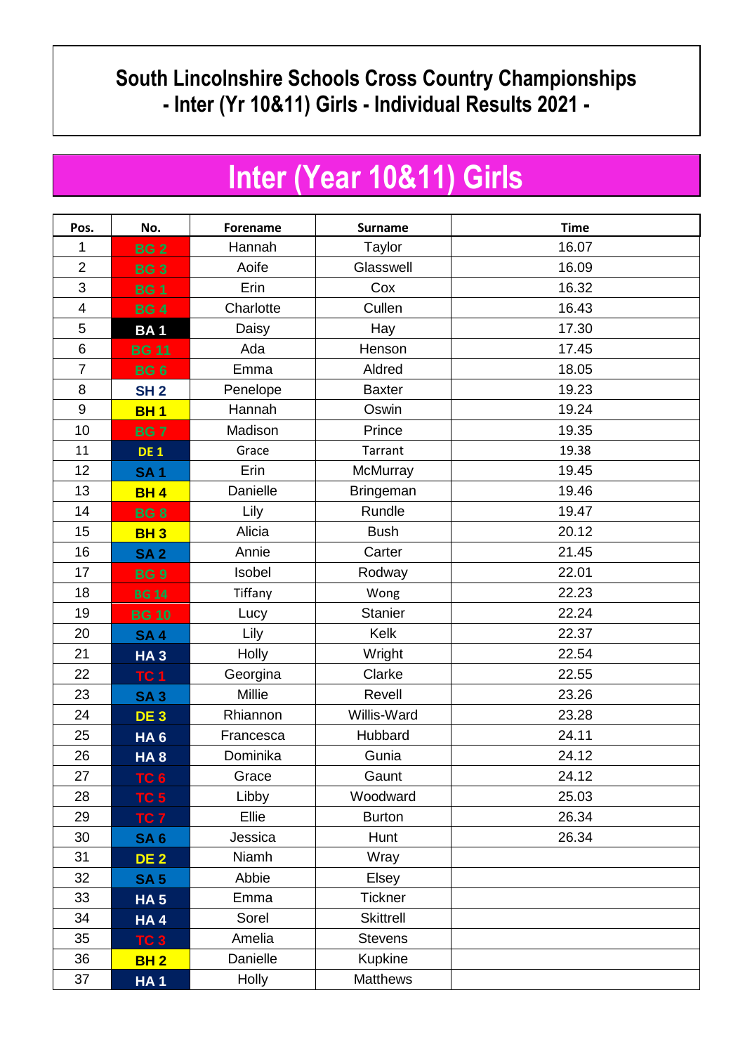# South Lincolnshire Schools Cross Country Championships - Inter (Yr 10&11) Girls - Individual Results 2021 -

## Inter (Year 10&11) Girls

| Pos. | No. | Forename | Surname | Time |
|---|---|---|---|---|
| 1 | BG 2 | Hannah | Taylor | 16.07 |
| 2 | BG 3 | Aoife | Glasswell | 16.09 |
| 3 | BG 1 | Erin | Cox | 16.32 |
| 4 | BG 4 | Charlotte | Cullen | 16.43 |
| 5 | BA 1 | Daisy | Hay | 17.30 |
| 6 | BG 11 | Ada | Henson | 17.45 |
| 7 | BG 6 | Emma | Aldred | 18.05 |
| 8 | SH 2 | Penelope | Baxter | 19.23 |
| 9 | BH 1 | Hannah | Oswin | 19.24 |
| 10 | BG 7 | Madison | Prince | 19.35 |
| 11 | DE 1 | Grace | Tarrant | 19.38 |
| 12 | SA 1 | Erin | McMurray | 19.45 |
| 13 | BH 4 | Danielle | Bringeman | 19.46 |
| 14 | BG 8 | Lily | Rundle | 19.47 |
| 15 | BH 3 | Alicia | Bush | 20.12 |
| 16 | SA 2 | Annie | Carter | 21.45 |
| 17 | BG 9 | Isobel | Rodway | 22.01 |
| 18 | BG 14 | Tiffany | Wong | 22.23 |
| 19 | BG 10 | Lucy | Stanier | 22.24 |
| 20 | SA 4 | Lily | Kelk | 22.37 |
| 21 | HA 3 | Holly | Wright | 22.54 |
| 22 | TC 1 | Georgina | Clarke | 22.55 |
| 23 | SA 3 | Millie | Revell | 23.26 |
| 24 | DE 3 | Rhiannon | Willis-Ward | 23.28 |
| 25 | HA 6 | Francesca | Hubbard | 24.11 |
| 26 | HA 8 | Dominika | Gunia | 24.12 |
| 27 | TC 6 | Grace | Gaunt | 24.12 |
| 28 | TC 5 | Libby | Woodward | 25.03 |
| 29 | TC 7 | Ellie | Burton | 26.34 |
| 30 | SA 6 | Jessica | Hunt | 26.34 |
| 31 | DE 2 | Niamh | Wray | |
| 32 | SA 5 | Abbie | Elsey | |
| 33 | HA 5 | Emma | Tickner | |
| 34 | HA 4 | Sorel | Skittrell | |
| 35 | TC 3 | Amelia | Stevens | |
| 36 | BH 2 | Danielle | Kupkine | |
| 37 | HA 1 | Holly | Matthews | |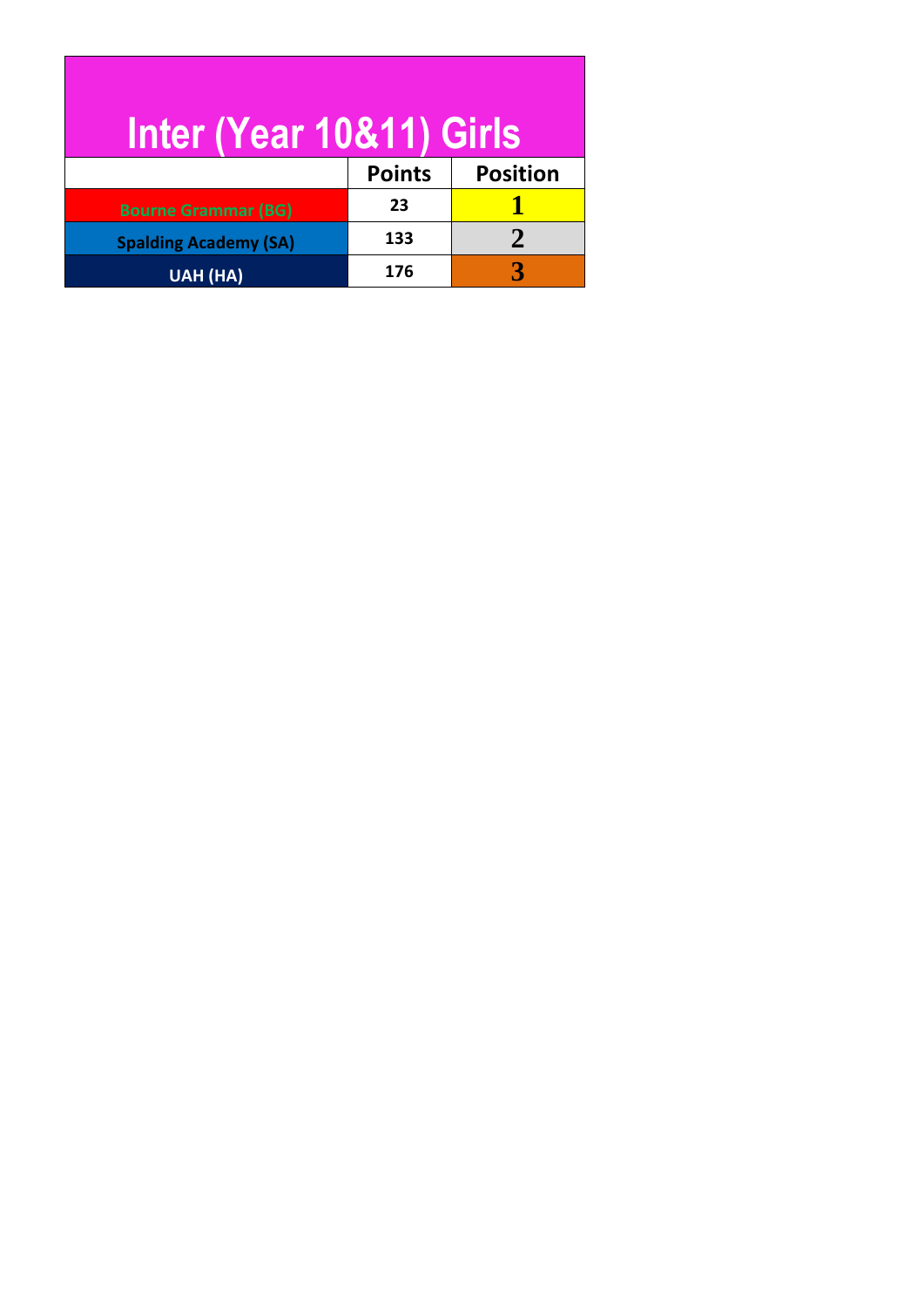# Inter (Year 10&11) Girls

| | Points | Position |
|---|---|---|
| Bourne Grammar (BG) | 23 | 1 |
| Spalding Academy (SA) | 133 | 2 |
| UAH (HA) | 176 | 3 |